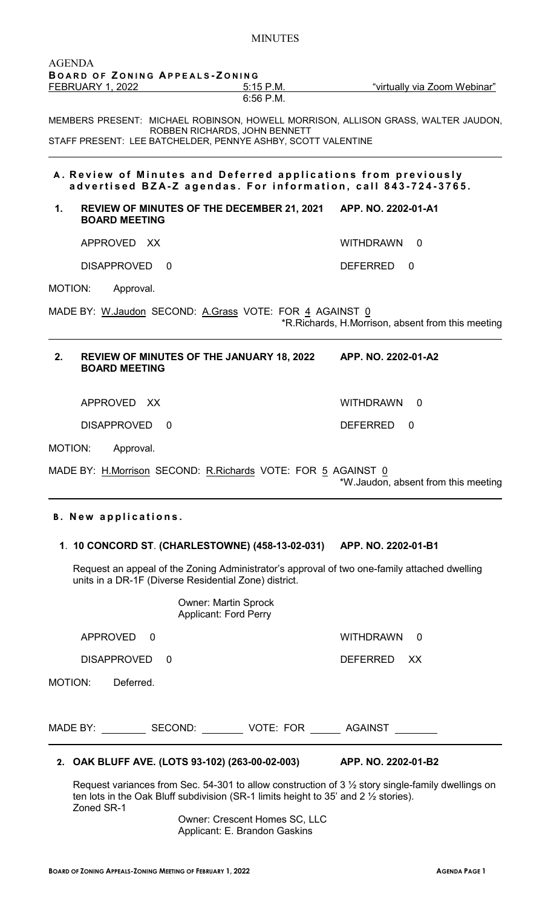MINUTES

AGENDA
**BOARD OF ZONING APPEALS-ZONING**

FEBRUARY 1, 2022 &nbsp;&nbsp;&nbsp;&nbsp; 5:15 P.M. &nbsp;&nbsp;&nbsp;&nbsp; "virtually via Zoom Webinar"
6:56 P.M.

MEMBERS PRESENT: MICHAEL ROBINSON, HOWELL MORRISON, ALLISON GRASS, WALTER JAUDON, ROBBEN RICHARDS, JOHN BENNETT
STAFF PRESENT: LEE BATCHELDER, PENNYE ASHBY, SCOTT VALENTINE

---

## A. Review of Minutes and Deferred applications from previously advertised BZA-Z agendas. For information, call 843-724-3765.

**1. REVIEW OF MINUTES OF THE DECEMBER 21, 2021 BOARD MEETING** &nbsp;&nbsp;&nbsp;&nbsp; **APP. NO. 2202-01-A1**

APPROVED XX &nbsp;&nbsp;&nbsp;&nbsp; WITHDRAWN 0

DISAPPROVED 0 &nbsp;&nbsp;&nbsp;&nbsp; DEFERRED 0

MOTION: Approval.

MADE BY: W.Jaudon SECOND: A.Grass VOTE: FOR 4 AGAINST 0
*R.Richards, H.Morrison, absent from this meeting

---

**2. REVIEW OF MINUTES OF THE JANUARY 18, 2022 BOARD MEETING** &nbsp;&nbsp;&nbsp;&nbsp; **APP. NO. 2202-01-A2**

APPROVED XX &nbsp;&nbsp;&nbsp;&nbsp; WITHDRAWN 0

DISAPPROVED 0 &nbsp;&nbsp;&nbsp;&nbsp; DEFERRED 0

MOTION: Approval.

MADE BY: H.Morrison SECOND: R.Richards VOTE: FOR 5 AGAINST 0
*W.Jaudon, absent from this meeting

---

## B. New applications.

**1. 10 CONCORD ST. (CHARLESTOWNE) (458-13-02-031)** &nbsp;&nbsp;&nbsp;&nbsp; **APP. NO. 2202-01-B1**

Request an appeal of the Zoning Administrator's approval of two one-family attached dwelling units in a DR-1F (Diverse Residential Zone) district.

Owner: Martin Sprock
Applicant: Ford Perry

APPROVED 0 &nbsp;&nbsp;&nbsp;&nbsp; WITHDRAWN 0

DISAPPROVED 0 &nbsp;&nbsp;&nbsp;&nbsp; DEFERRED XX

MOTION: Deferred.

MADE BY: \_\_\_\_\_\_ SECOND: \_\_\_\_\_\_ VOTE: FOR \_\_\_\_ AGAINST \_\_\_\_\_\_

---

**2. OAK BLUFF AVE. (LOTS 93-102) (263-00-02-003)** &nbsp;&nbsp;&nbsp;&nbsp; **APP. NO. 2202-01-B2**

Request variances from Sec. 54-301 to allow construction of 3 ½ story single-family dwellings on ten lots in the Oak Bluff subdivision (SR-1 limits height to 35' and 2 ½ stories).
Zoned SR-1

Owner: Crescent Homes SC, LLC
Applicant: E. Brandon Gaskins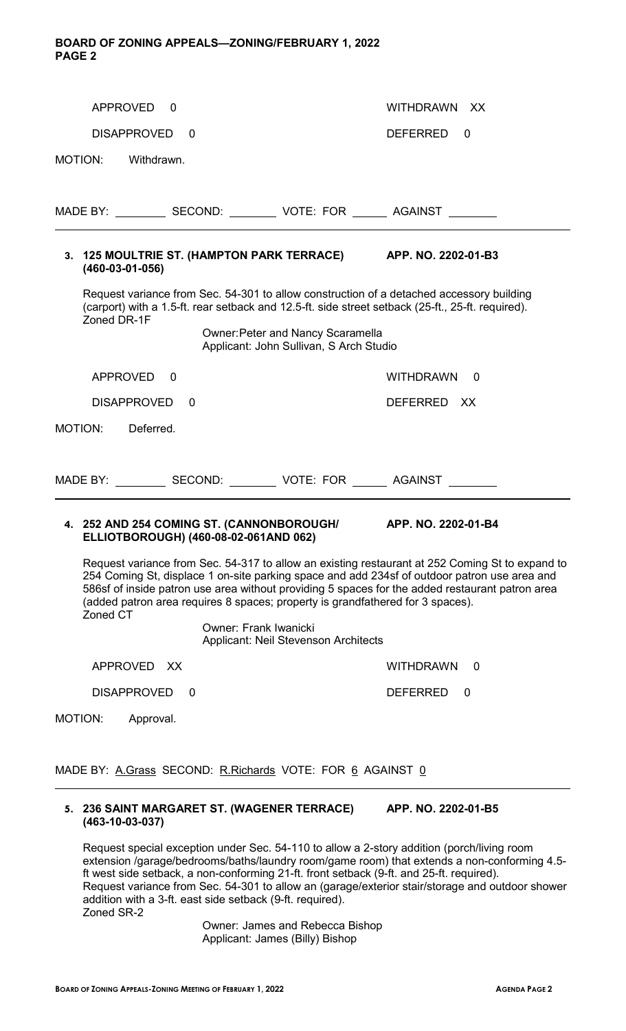APPROVED 0 WITHDRAWN XX

DISAPPROVED 0 DEFERRED 0

MOTION: Withdrawn.

MADE BY: ________ SECOND: ________ VOTE: FOR ______ AGAINST ________

---

**3. 125 MOULTRIE ST. (HAMPTON PARK TERRACE) APP. NO. 2202-01-B3**
**(460-03-01-056)**

Request variance from Sec. 54-301 to allow construction of a detached accessory building (carport) with a 1.5-ft. rear setback and 12.5-ft. side street setback (25-ft., 25-ft. required).
Zoned DR-1F

Owner: Peter and Nancy Scaramella
Applicant: John Sullivan, S Arch Studio

APPROVED 0 WITHDRAWN 0

DISAPPROVED 0 DEFERRED XX

MOTION: Deferred.

MADE BY: ________ SECOND: ________ VOTE: FOR ______ AGAINST ________

---

**4. 252 AND 254 COMING ST. (CANNONBOROUGH/ APP. NO. 2202-01-B4**
**ELLIOTBOROUGH) (460-08-02-061AND 062)**

Request variance from Sec. 54-317 to allow an existing restaurant at 252 Coming St to expand to 254 Coming St, displace 1 on-site parking space and add 234sf of outdoor patron use area and 586sf of inside patron use area without providing 5 spaces for the added restaurant patron area (added patron area requires 8 spaces; property is grandfathered for 3 spaces).
Zoned CT

Owner: Frank Iwanicki
Applicant: Neil Stevenson Architects

APPROVED XX WITHDRAWN 0

DISAPPROVED 0 DEFERRED 0

MOTION: Approval.

MADE BY: A.Grass SECOND: R.Richards VOTE: FOR 6 AGAINST 0

---

**5. 236 SAINT MARGARET ST. (WAGENER TERRACE) APP. NO. 2202-01-B5**
**(463-10-03-037)**

Request special exception under Sec. 54-110 to allow a 2-story addition (porch/living room extension /garage/bedrooms/baths/laundry room/game room) that extends a non-conforming 4.5-ft west side setback, a non-conforming 21-ft. front setback (9-ft. and 25-ft. required).
Request variance from Sec. 54-301 to allow an (garage/exterior stair/storage and outdoor shower addition with a 3-ft. east side setback (9-ft. required).
Zoned SR-2

Owner: James and Rebecca Bishop
Applicant: James (Billy) Bishop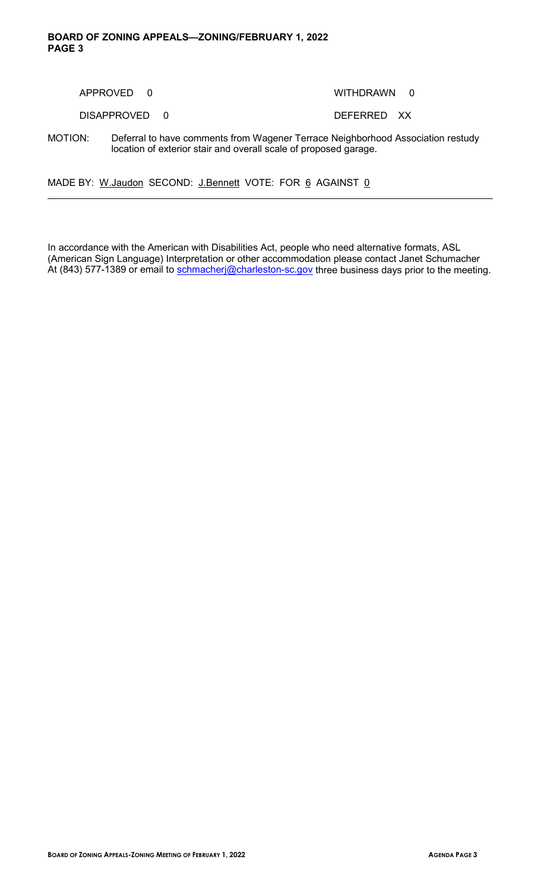APPROVED 0 WITHDRAWN 0

DISAPPROVED 0 DEFERRED XX

MOTION: Deferral to have comments from Wagener Terrace Neighborhood Association restudy location of exterior stair and overall scale of proposed garage.

MADE BY: W.Jaudon SECOND: J.Bennett VOTE: FOR 6 AGAINST 0

---

In accordance with the American with Disabilities Act, people who need alternative formats, ASL (American Sign Language) Interpretation or other accommodation please contact Janet Schumacher At (843) 577-1389 or email to schmacherj@charleston-sc.gov three business days prior to the meeting.